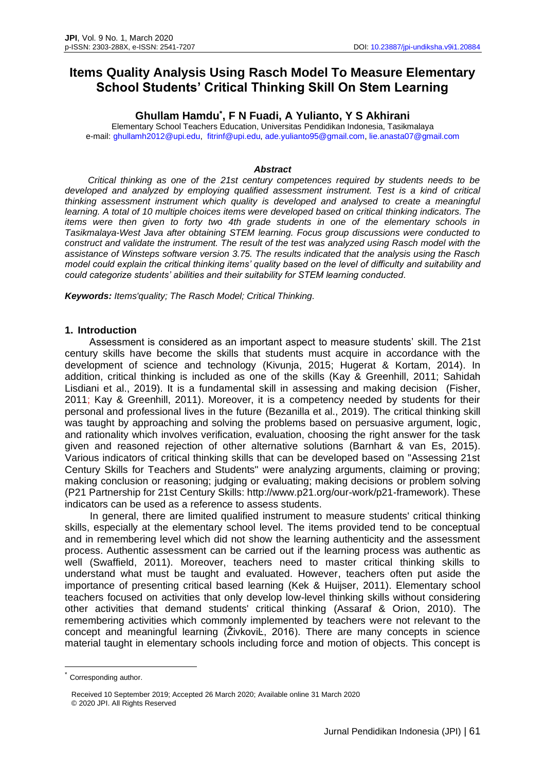# Items Quality Analysis Using Rasch Model To Measure Elementary School Students' Critical Thinking Skill On Stem Learning

**Ghullam Hamdu*, F N Fuadi, A Yulianto, Y S Akhirani**

Elementary School Teachers Education, Universitas Pendidikan Indonesia, Tasikmalaya
e-mail: ghullamh2012@upi.edu, fitrinf@upi.edu, ade.yulianto95@gmail.com, lie.anasta07@gmail.com

### *Abstract*

*Critical thinking as one of the 21st century competences required by students needs to be developed and analyzed by employing qualified assessment instrument. Test is a kind of critical thinking assessment instrument which quality is developed and analysed to create a meaningful learning. A total of 10 multiple choices items were developed based on critical thinking indicators. The items were then given to forty two 4th grade students in one of the elementary schools in Tasikmalaya-West Java after obtaining STEM learning. Focus group discussions were conducted to construct and validate the instrument. The result of the test was analyzed using Rasch model with the assistance of Winsteps software version 3.75. The results indicated that the analysis using the Rasch model could explain the critical thinking items' quality based on the level of difficulty and suitability and could categorize students' abilities and their suitability for STEM learning conducted.*

***Keywords:*** *Items'quality; The Rasch Model; Critical Thinking.*

## 1. Introduction

Assessment is considered as an important aspect to measure students' skill. The 21st century skills have become the skills that students must acquire in accordance with the development of science and technology (Kivunja, 2015; Hugerat & Kortam, 2014). In addition, critical thinking is included as one of the skills (Kay & Greenhill, 2011; Sahidah Lisdiani et al., 2019). It is a fundamental skill in assessing and making decision (Fisher, 2011; Kay & Greenhill, 2011). Moreover, it is a competency needed by students for their personal and professional lives in the future (Bezanilla et al., 2019). The critical thinking skill was taught by approaching and solving the problems based on persuasive argument, logic, and rationality which involves verification, evaluation, choosing the right answer for the task given and reasoned rejection of other alternative solutions (Barnhart & van Es, 2015). Various indicators of critical thinking skills that can be developed based on "Assessing 21st Century Skills for Teachers and Students" were analyzing arguments, claiming or proving; making conclusion or reasoning; judging or evaluating; making decisions or problem solving (P21 Partnership for 21st Century Skills: http://www.p21.org/our-work/p21-framework). These indicators can be used as a reference to assess students.

In general, there are limited qualified instrument to measure students' critical thinking skills, especially at the elementary school level. The items provided tend to be conceptual and in remembering level which did not show the learning authenticity and the assessment process. Authentic assessment can be carried out if the learning process was authentic as well (Swaffield, 2011). Moreover, teachers need to master critical thinking skills to understand what must be taught and evaluated. However, teachers often put aside the importance of presenting critical based learning (Kek & Huijser, 2011). Elementary school teachers focused on activities that only develop low-level thinking skills without considering other activities that demand students' critical thinking (Assaraf & Orion, 2010). The remembering activities which commonly implemented by teachers were not relevant to the concept and meaningful learning (ŽivkoviĿ, 2016). There are many concepts in science material taught in elementary schools including force and motion of objects. This concept is

---

* Corresponding author.

Received 10 September 2019; Accepted 26 March 2020; Available online 31 March 2020
© 2020 JPI. All Rights Reserved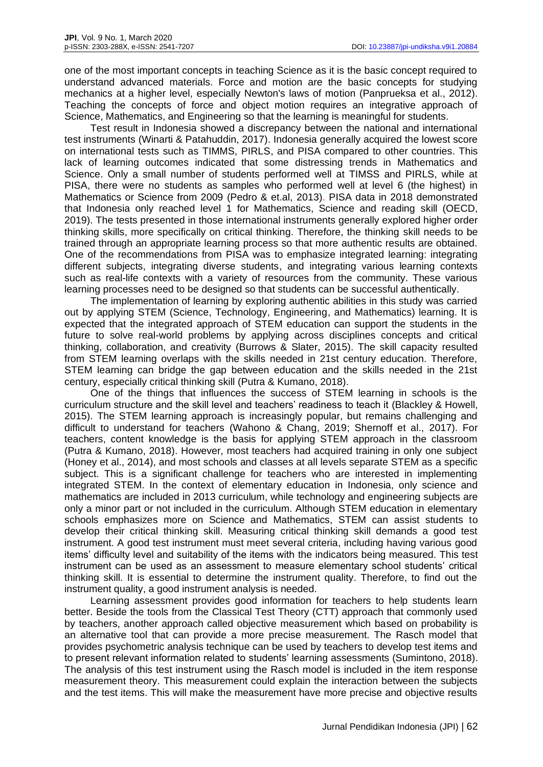one of the most important concepts in teaching Science as it is the basic concept required to understand advanced materials. Force and motion are the basic concepts for studying mechanics at a higher level, especially Newton's laws of motion (Panprueksa et al., 2012). Teaching the concepts of force and object motion requires an integrative approach of Science, Mathematics, and Engineering so that the learning is meaningful for students.

Test result in Indonesia showed a discrepancy between the national and international test instruments (Winarti & Patahuddin, 2017). Indonesia generally acquired the lowest score on international tests such as TIMMS, PIRLS, and PISA compared to other countries. This lack of learning outcomes indicated that some distressing trends in Mathematics and Science. Only a small number of students performed well at TIMSS and PIRLS, while at PISA, there were no students as samples who performed well at level 6 (the highest) in Mathematics or Science from 2009 (Pedro & et.al, 2013). PISA data in 2018 demonstrated that Indonesia only reached level 1 for Mathematics, Science and reading skill (OECD, 2019). The tests presented in those international instruments generally explored higher order thinking skills, more specifically on critical thinking. Therefore, the thinking skill needs to be trained through an appropriate learning process so that more authentic results are obtained. One of the recommendations from PISA was to emphasize integrated learning: integrating different subjects, integrating diverse students, and integrating various learning contexts such as real-life contexts with a variety of resources from the community. These various learning processes need to be designed so that students can be successful authentically.

The implementation of learning by exploring authentic abilities in this study was carried out by applying STEM (Science, Technology, Engineering, and Mathematics) learning. It is expected that the integrated approach of STEM education can support the students in the future to solve real-world problems by applying across disciplines concepts and critical thinking, collaboration, and creativity (Burrows & Slater, 2015). The skill capacity resulted from STEM learning overlaps with the skills needed in 21st century education. Therefore, STEM learning can bridge the gap between education and the skills needed in the 21st century, especially critical thinking skill (Putra & Kumano, 2018).

One of the things that influences the success of STEM learning in schools is the curriculum structure and the skill level and teachers' readiness to teach it (Blackley & Howell, 2015). The STEM learning approach is increasingly popular, but remains challenging and difficult to understand for teachers (Wahono & Chang, 2019; Shernoff et al., 2017). For teachers, content knowledge is the basis for applying STEM approach in the classroom (Putra & Kumano, 2018). However, most teachers had acquired training in only one subject (Honey et al., 2014), and most schools and classes at all levels separate STEM as a specific subject. This is a significant challenge for teachers who are interested in implementing integrated STEM. In the context of elementary education in Indonesia, only science and mathematics are included in 2013 curriculum, while technology and engineering subjects are only a minor part or not included in the curriculum. Although STEM education in elementary schools emphasizes more on Science and Mathematics, STEM can assist students to develop their critical thinking skill. Measuring critical thinking skill demands a good test instrument. A good test instrument must meet several criteria, including having various good items' difficulty level and suitability of the items with the indicators being measured. This test instrument can be used as an assessment to measure elementary school students' critical thinking skill. It is essential to determine the instrument quality. Therefore, to find out the instrument quality, a good instrument analysis is needed.

Learning assessment provides good information for teachers to help students learn better. Beside the tools from the Classical Test Theory (CTT) approach that commonly used by teachers, another approach called objective measurement which based on probability is an alternative tool that can provide a more precise measurement. The Rasch model that provides psychometric analysis technique can be used by teachers to develop test items and to present relevant information related to students' learning assessments (Sumintono, 2018). The analysis of this test instrument using the Rasch model is included in the item response measurement theory. This measurement could explain the interaction between the subjects and the test items. This will make the measurement have more precise and objective results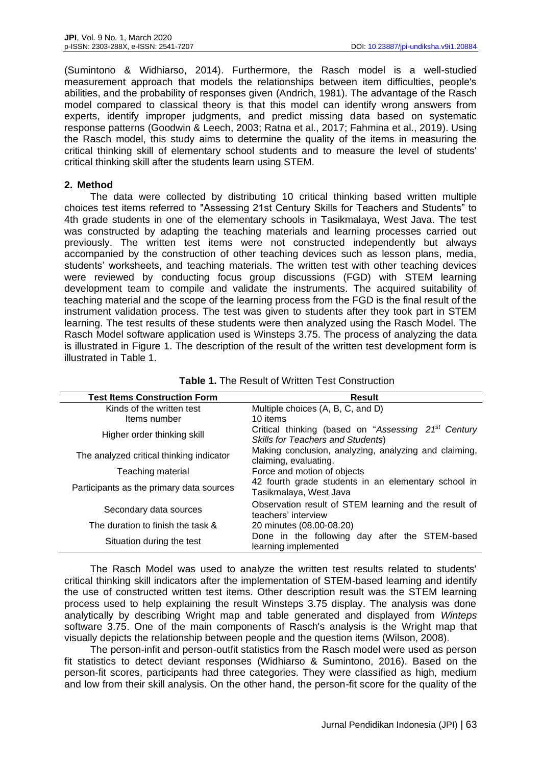(Sumintono & Widhiarso, 2014). Furthermore, the Rasch model is a well-studied measurement approach that models the relationships between item difficulties, people's abilities, and the probability of responses given (Andrich, 1981). The advantage of the Rasch model compared to classical theory is that this model can identify wrong answers from experts, identify improper judgments, and predict missing data based on systematic response patterns (Goodwin & Leech, 2003; Ratna et al., 2017; Fahmina et al., 2019). Using the Rasch model, this study aims to determine the quality of the items in measuring the critical thinking skill of elementary school students and to measure the level of students' critical thinking skill after the students learn using STEM.

## 2. Method

The data were collected by distributing 10 critical thinking based written multiple choices test items referred to "Assessing 21st Century Skills for Teachers and Students" to 4th grade students in one of the elementary schools in Tasikmalaya, West Java. The test was constructed by adapting the teaching materials and learning processes carried out previously. The written test items were not constructed independently but always accompanied by the construction of other teaching devices such as lesson plans, media, students' worksheets, and teaching materials. The written test with other teaching devices were reviewed by conducting focus group discussions (FGD) with STEM learning development team to compile and validate the instruments. The acquired suitability of teaching material and the scope of the learning process from the FGD is the final result of the instrument validation process. The test was given to students after they took part in STEM learning. The test results of these students were then analyzed using the Rasch Model. The Rasch Model software application used is Winsteps 3.75. The process of analyzing the data is illustrated in Figure 1. The description of the result of the written test development form is illustrated in Table 1.

**Table 1.** The Result of Written Test Construction

| Test Items Construction Form | Result |
|---|---|
| Kinds of the written test | Multiple choices (A, B, C, and D) |
| Items number | 10 items |
| Higher order thinking skill | Critical thinking (based on "*Assessing 21st Century Skills for Teachers and Students*) |
| The analyzed critical thinking indicator | Making conclusion, analyzing, analyzing and claiming, claiming, evaluating. |
| Teaching material | Force and motion of objects |
| Participants as the primary data sources | 42 fourth grade students in an elementary school in Tasikmalaya, West Java |
| Secondary data sources | Observation result of STEM learning and the result of teachers' interview |
| The duration to finish the task & | 20 minutes (08.00-08.20) |
| Situation during the test | Done in the following day after the STEM-based learning implemented |

The Rasch Model was used to analyze the written test results related to students' critical thinking skill indicators after the implementation of STEM-based learning and identify the use of constructed written test items. Other description result was the STEM learning process used to help explaining the result Winsteps 3.75 display. The analysis was done analytically by describing Wright map and table generated and displayed from *Winteps* software 3.75. One of the main components of Rasch's analysis is the Wright map that visually depicts the relationship between people and the question items (Wilson, 2008).

The person-infit and person-outfit statistics from the Rasch model were used as person fit statistics to detect deviant responses (Widhiarso & Sumintono, 2016). Based on the person-fit scores, participants had three categories. They were classified as high, medium and low from their skill analysis. On the other hand, the person-fit score for the quality of the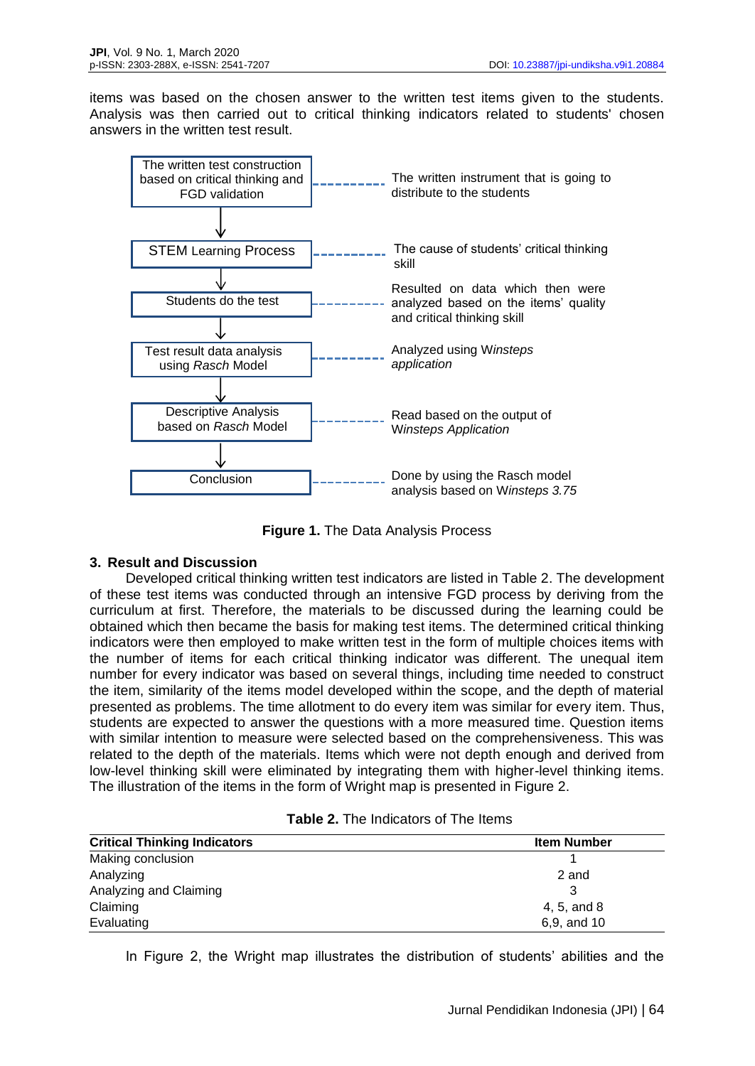items was based on the chosen answer to the written test items given to the students. Analysis was then carried out to critical thinking indicators related to students' chosen answers in the written test result.

| Step | Description |
|---|---|
| The written test construction based on critical thinking and FGD validation | The written instrument that is going to distribute to the students |
| ↓ STEM Learning Process | The cause of students' critical thinking skill |
| ↓ Students do the test | Resulted on data which then were analyzed based on the items' quality and critical thinking skill |
| ↓ Test result data analysis using *Rasch* Model | Analyzed using W*insteps application* |
| ↓ Descriptive Analysis based on *Rasch* Model | Read based on the output of W*insteps Application* |
| ↓ Conclusion | Done by using the Rasch model analysis based on W*insteps 3.75* |

**Figure 1.** The Data Analysis Process

### 3. Result and Discussion

Developed critical thinking written test indicators are listed in Table 2. The development of these test items was conducted through an intensive FGD process by deriving from the curriculum at first. Therefore, the materials to be discussed during the learning could be obtained which then became the basis for making test items. The determined critical thinking indicators were then employed to make written test in the form of multiple choices items with the number of items for each critical thinking indicator was different. The unequal item number for every indicator was based on several things, including time needed to construct the item, similarity of the items model developed within the scope, and the depth of material presented as problems. The time allotment to do every item was similar for every item. Thus, students are expected to answer the questions with a more measured time. Question items with similar intention to measure were selected based on the comprehensiveness. This was related to the depth of the materials. Items which were not depth enough and derived from low-level thinking skill were eliminated by integrating them with higher-level thinking items. The illustration of the items in the form of Wright map is presented in Figure 2.

**Table 2.** The Indicators of The Items

| Critical Thinking Indicators | Item Number |
|---|---|
| Making conclusion | 1 |
| Analyzing | 2 and |
| Analyzing and Claiming | 3 |
| Claiming | 4, 5, and 8 |
| Evaluating | 6,9, and 10 |

In Figure 2, the Wright map illustrates the distribution of students' abilities and the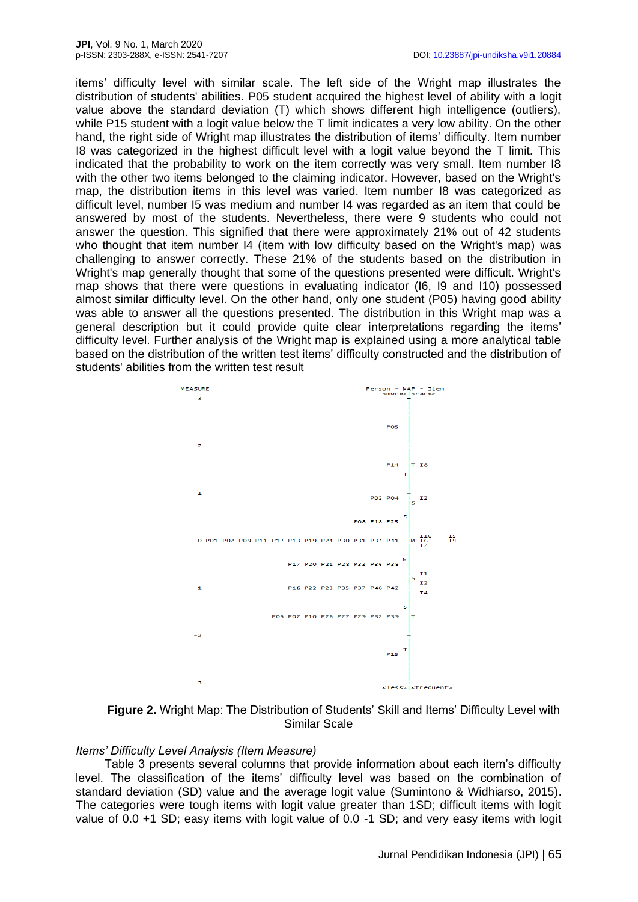items' difficulty level with similar scale. The left side of the Wright map illustrates the distribution of students' abilities. P05 student acquired the highest level of ability with a logit value above the standard deviation (T) which shows different high intelligence (outliers), while P15 student with a logit value below the T limit indicates a very low ability. On the other hand, the right side of Wright map illustrates the distribution of items' difficulty. Item number I8 was categorized in the highest difficult level with a logit value beyond the T limit. This indicated that the probability to work on the item correctly was very small. Item number I8 with the other two items belonged to the claiming indicator. However, based on the Wright's map, the distribution items in this level was varied. Item number I8 was categorized as difficult level, number I5 was medium and number I4 was regarded as an item that could be answered by most of the students. Nevertheless, there were 9 students who could not answer the question. This signified that there were approximately 21% out of 42 students who thought that item number I4 (item with low difficulty based on the Wright's map) was challenging to answer correctly. These 21% of the students based on the distribution in Wright's map generally thought that some of the questions presented were difficult. Wright's map shows that there were questions in evaluating indicator (I6, I9 and I10) possessed almost similar difficulty level. On the other hand, only one student (P05) having good ability was able to answer all the questions presented. The distribution in this Wright map was a general description but it could provide quite clear interpretations regarding the items' difficulty level. Further analysis of the Wright map is explained using a more analytical table based on the distribution of the written test items' difficulty constructed and the distribution of students' abilities from the written test result

```
MEASURE                                          Person - MAP - Item
                                                       <more>|<rare>
  3                                                          +
                                                             |
                                                             |
                                                    P05      |
                                                             |
  2                                                          +
                                                             |
                                                    P14      |T I8
                                                            T|
  1                                                          +
                                                P03 P04      |  I2
                                                             |S
                                                            S|
                                            P08 P18 P25      |
                                                             |  I10     I5
  0 P01 P02 P09 P11 P12 P13 P19 P24 P30 P31 P34 P41         +M  I6      I9
                                                             |  I7
                                                            M|
                        P17 P20 P21 P28 P33 P36 P38          |
                                                             |S I1
                                                             |  I3
 -1                     P16 P22 P23 P35 P37 P40 P42          +  I4
                                                             |
                                                            S|
                    P06 P07 P10 P26 P27 P29 P32 P39          |T
                                                             |
 -2                                                          +
                                                            T|
                                                    P15      |
                                                             |
 -3                                                   <less>+<frequent>
```

**Figure 2.** Wright Map: The Distribution of Students' Skill and Items' Difficulty Level with Similar Scale

*Items' Difficulty Level Analysis (Item Measure)*

Table 3 presents several columns that provide information about each item's difficulty level. The classification of the items' difficulty level was based on the combination of standard deviation (SD) value and the average logit value (Sumintono & Widhiarso, 2015). The categories were tough items with logit value greater than 1SD; difficult items with logit value of 0.0 +1 SD; easy items with logit value of 0.0 -1 SD; and very easy items with logit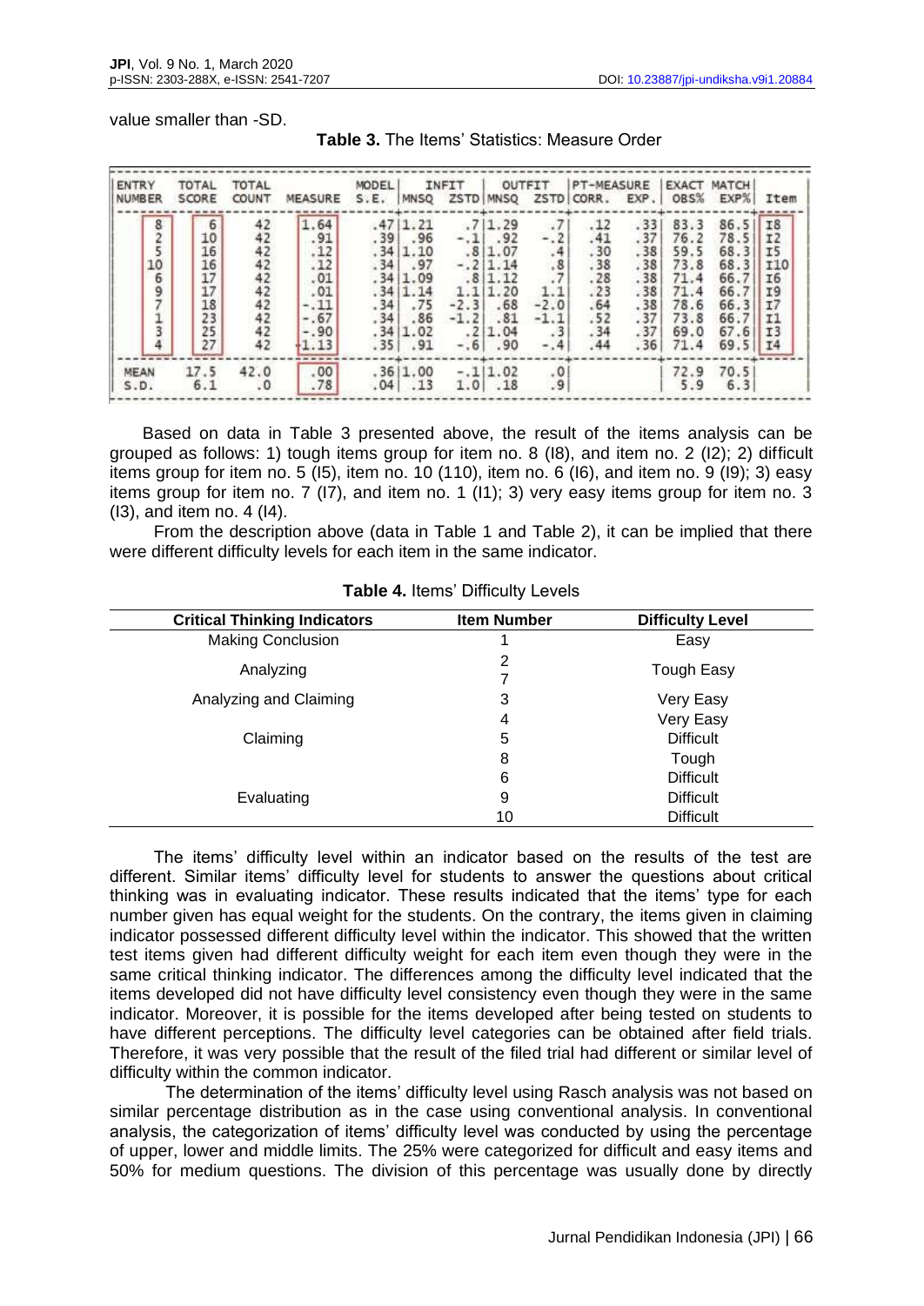value smaller than -SD.

**Table 3.** The Items' Statistics: Measure Order

| ENTRY NUMBER | TOTAL SCORE | TOTAL COUNT | MEASURE | MODEL S.E. | INFIT MNSQ | INFIT ZSTD | OUTFIT MNSQ | OUTFIT ZSTD | PT-MEASURE CORR. | PT-MEASURE EXP. | EXACT MATCH OBS% | EXACT MATCH EXP% | Item |
|---|---|---|---|---|---|---|---|---|---|---|---|---|---|
| 8 | 6 | 42 | 1.64 | .47 | 1.21 | .7 | 1.29 | .7 | .12 | .33 | 83.3 | 86.5 | I8 |
| 2 | 10 | 42 | .91 | .39 | .96 | -.1 | .92 | -.2 | .41 | .37 | 76.2 | 78.5 | I2 |
| 5 | 16 | 42 | .12 | .34 | 1.10 | .8 | 1.07 | .4 | .30 | .38 | 59.5 | 68.3 | I5 |
| 10 | 16 | 42 | .12 | .34 | .97 | -.2 | 1.14 | .8 | .38 | .38 | 73.8 | 68.3 | I10 |
| 6 | 17 | 42 | .01 | .34 | 1.09 | .8 | 1.12 | .7 | .28 | .38 | 71.4 | 66.7 | I6 |
| 9 | 17 | 42 | .01 | .34 | 1.14 | 1.1 | 1.20 | 1.1 | .23 | .38 | 71.4 | 66.7 | I9 |
| 7 | 18 | 42 | -.11 | .34 | .75 | -2.3 | .68 | -2.0 | .64 | .38 | 78.6 | 66.3 | I7 |
| 1 | 23 | 42 | -.67 | .34 | .86 | -1.2 | .81 | -1.1 | .52 | .37 | 73.8 | 66.7 | I1 |
| 3 | 25 | 42 | -.90 | .34 | 1.02 | .2 | 1.04 | .3 | .34 | .37 | 69.0 | 67.6 | I3 |
| 4 | 27 | 42 | -1.13 | .35 | .91 | -.6 | .90 | -.4 | .44 | .36 | 71.4 | 69.5 | I4 |
| MEAN | 17.5 | 42.0 | .00 | .36 | 1.00 | -.1 | 1.02 | .0 | | | 72.9 | 70.5 | |
| S.D. | 6.1 | .0 | .78 | .04 | .13 | 1.0 | .18 | .9 | | | 5.9 | 6.3 | |

Based on data in Table 3 presented above, the result of the items analysis can be grouped as follows: 1) tough items group for item no. 8 (I8), and item no. 2 (I2); 2) difficult items group for item no. 5 (I5), item no. 10 (110), item no. 6 (I6), and item no. 9 (I9); 3) easy items group for item no. 7 (I7), and item no. 1 (I1); 3) very easy items group for item no. 3 (I3), and item no. 4 (I4).

From the description above (data in Table 1 and Table 2), it can be implied that there were different difficulty levels for each item in the same indicator.

**Table 4.** Items' Difficulty Levels

| Critical Thinking Indicators | Item Number | Difficulty Level |
|---|---|---|
| Making Conclusion | 1 | Easy |
| Analyzing | 2<br>7 | Tough Easy |
| Analyzing and Claiming | 3 | Very Easy |
| Claiming | 4 | Very Easy |
| | 5 | Difficult |
| | 8 | Tough |
| Evaluating | 6 | Difficult |
| | 9 | Difficult |
| | 10 | Difficult |

The items' difficulty level within an indicator based on the results of the test are different. Similar items' difficulty level for students to answer the questions about critical thinking was in evaluating indicator. These results indicated that the items' type for each number given has equal weight for the students. On the contrary, the items given in claiming indicator possessed different difficulty level within the indicator. This showed that the written test items given had different difficulty weight for each item even though they were in the same critical thinking indicator. The differences among the difficulty level indicated that the items developed did not have difficulty level consistency even though they were in the same indicator. Moreover, it is possible for the items developed after being tested on students to have different perceptions. The difficulty level categories can be obtained after field trials. Therefore, it was very possible that the result of the filed trial had different or similar level of difficulty within the common indicator.

The determination of the items' difficulty level using Rasch analysis was not based on similar percentage distribution as in the case using conventional analysis. In conventional analysis, the categorization of items' difficulty level was conducted by using the percentage of upper, lower and middle limits. The 25% were categorized for difficult and easy items and 50% for medium questions. The division of this percentage was usually done by directly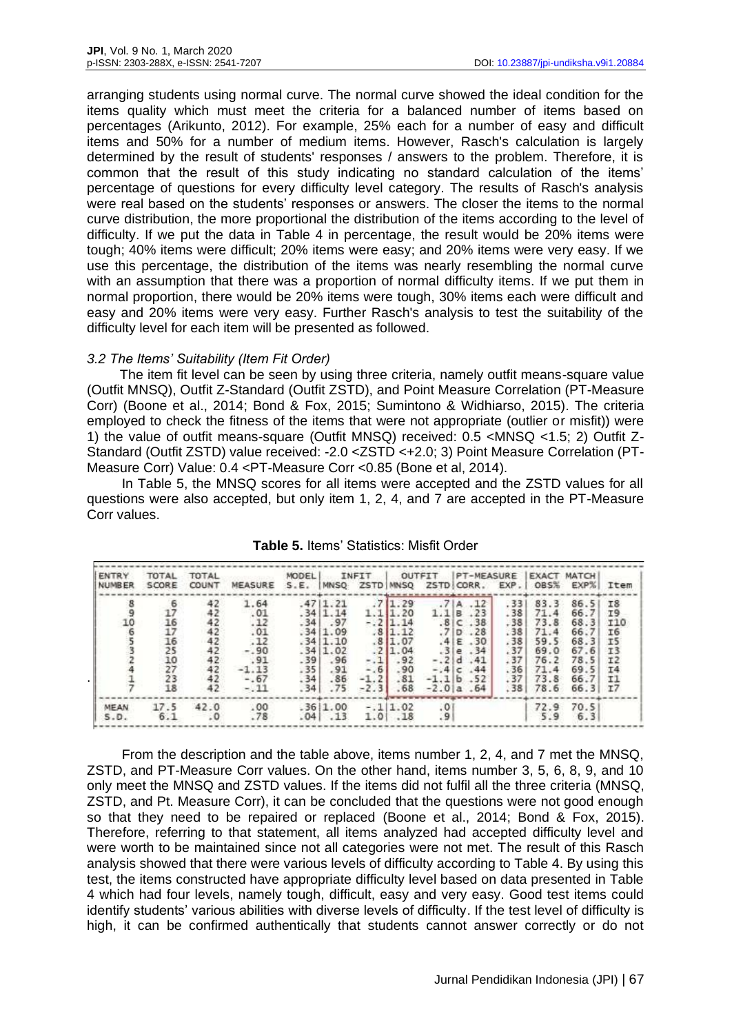arranging students using normal curve. The normal curve showed the ideal condition for the items quality which must meet the criteria for a balanced number of items based on percentages (Arikunto, 2012). For example, 25% each for a number of easy and difficult items and 50% for a number of medium items. However, Rasch's calculation is largely determined by the result of students' responses / answers to the problem. Therefore, it is common that the result of this study indicating no standard calculation of the items' percentage of questions for every difficulty level category. The results of Rasch's analysis were real based on the students' responses or answers. The closer the items to the normal curve distribution, the more proportional the distribution of the items according to the level of difficulty. If we put the data in Table 4 in percentage, the result would be 20% items were tough; 40% items were difficult; 20% items were easy; and 20% items were very easy. If we use this percentage, the distribution of the items was nearly resembling the normal curve with an assumption that there was a proportion of normal difficulty items. If we put them in normal proportion, there would be 20% items were tough, 30% items each were difficult and easy and 20% items were very easy. Further Rasch's analysis to test the suitability of the difficulty level for each item will be presented as followed.

### *3.2 The Items' Suitability (Item Fit Order)*

The item fit level can be seen by using three criteria, namely outfit means-square value (Outfit MNSQ), Outfit Z-Standard (Outfit ZSTD), and Point Measure Correlation (PT-Measure Corr) (Boone et al., 2014; Bond & Fox, 2015; Sumintono & Widhiarso, 2015). The criteria employed to check the fitness of the items that were not appropriate (outlier or misfit)) were 1) the value of outfit means-square (Outfit MNSQ) received: 0.5 <MNSQ <1.5; 2) Outfit Z-Standard (Outfit ZSTD) value received: -2.0 <ZSTD <+2.0; 3) Point Measure Correlation (PT-Measure Corr) Value: 0.4 <PT-Measure Corr <0.85 (Bone et al, 2014).

In Table 5, the MNSQ scores for all items were accepted and the ZSTD values for all questions were also accepted, but only item 1, 2, 4, and 7 are accepted in the PT-Measure Corr values.

**Table 5.** Items' Statistics: Misfit Order

| ENTRY NUMBER | TOTAL SCORE | TOTAL COUNT | MEASURE | MODEL S.E. | INFIT MNSQ | INFIT ZSTD | OUTFIT MNSQ | OUTFIT ZSTD | PT-MEASURE CORR. | PT-MEASURE EXP. | EXACT MATCH OBS% | EXACT MATCH EXP% | Item |
|---|---|---|---|---|---|---|---|---|---|---|---|---|---|
| 8 | 6 | 42 | 1.64 | .47 | 1.21 | .7 | 1.29 | .7 | A .12 | .33 | 83.3 | 86.5 | I8 |
| 9 | 17 | 42 | .01 | .34 | 1.14 | 1.1 | 1.20 | 1.1 | B .23 | .38 | 71.4 | 66.7 | I9 |
| 10 | 16 | 42 | .12 | .34 | .97 | -.2 | 1.14 | .8 | C .38 | .38 | 73.8 | 68.3 | I10 |
| 6 | 17 | 42 | .01 | .34 | 1.09 | .8 | 1.12 | .7 | D .28 | .38 | 71.4 | 66.7 | I6 |
| 5 | 16 | 42 | .12 | .34 | 1.10 | .8 | 1.07 | .4 | E .30 | .38 | 59.5 | 68.3 | I5 |
| 3 | 25 | 42 | -.90 | .34 | 1.02 | .2 | 1.04 | .3 | e .34 | .37 | 69.0 | 67.6 | I3 |
| 2 | 10 | 42 | .91 | .39 | .96 | -.1 | .92 | -.2 | d .41 | .37 | 76.2 | 78.5 | I2 |
| 4 | 27 | 42 | -1.13 | .35 | .91 | -.6 | .90 | -.4 | c .44 | .36 | 71.4 | 69.5 | I4 |
| 1 | 23 | 42 | -.67 | .34 | .86 | -1.2 | .81 | -1.1 | b .52 | .37 | 73.8 | 66.7 | I1 |
| 7 | 18 | 42 | -.11 | .34 | .75 | -2.3 | .68 | -2.0 | a .64 | .38 | 78.6 | 66.3 | I7 |
| MEAN | 17.5 | 42.0 | .00 | .36 | 1.00 | -.1 | 1.02 | .0 | | | 72.9 | 70.5 | |
| S.D. | 6.1 | .0 | .78 | .04 | .13 | 1.0 | .18 | .9 | | | 5.9 | 6.3 | |

From the description and the table above, items number 1, 2, 4, and 7 met the MNSQ, ZSTD, and PT-Measure Corr values. On the other hand, items number 3, 5, 6, 8, 9, and 10 only meet the MNSQ and ZSTD values. If the items did not fulfil all the three criteria (MNSQ, ZSTD, and Pt. Measure Corr), it can be concluded that the questions were not good enough so that they need to be repaired or replaced (Boone et al., 2014; Bond & Fox, 2015). Therefore, referring to that statement, all items analyzed had accepted difficulty level and were worth to be maintained since not all categories were not met. The result of this Rasch analysis showed that there were various levels of difficulty according to Table 4. By using this test, the items constructed have appropriate difficulty level based on data presented in Table 4 which had four levels, namely tough, difficult, easy and very easy. Good test items could identify students' various abilities with diverse levels of difficulty. If the test level of difficulty is high, it can be confirmed authentically that students cannot answer correctly or do not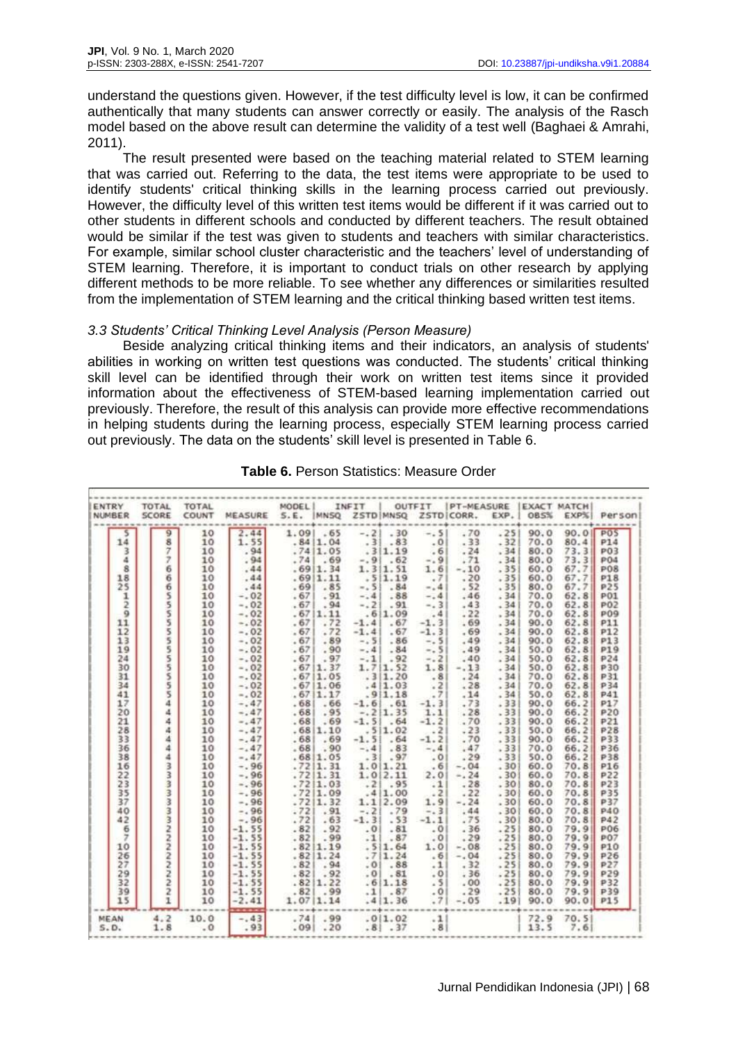understand the questions given. However, if the test difficulty level is low, it can be confirmed authentically that many students can answer correctly or easily. The analysis of the Rasch model based on the above result can determine the validity of a test well (Baghaei & Amrahi, 2011).

The result presented were based on the teaching material related to STEM learning that was carried out. Referring to the data, the test items were appropriate to be used to identify students' critical thinking skills in the learning process carried out previously. However, the difficulty level of this written test items would be different if it was carried out to other students in different schools and conducted by different teachers. The result obtained would be similar if the test was given to students and teachers with similar characteristics. For example, similar school cluster characteristic and the teachers' level of understanding of STEM learning. Therefore, it is important to conduct trials on other research by applying different methods to be more reliable. To see whether any differences or similarities resulted from the implementation of STEM learning and the critical thinking based written test items.

### *3.3 Students' Critical Thinking Level Analysis (Person Measure)*

Beside analyzing critical thinking items and their indicators, an analysis of students' abilities in working on written test questions was conducted. The students' critical thinking skill level can be identified through their work on written test items since it provided information about the effectiveness of STEM-based learning implementation carried out previously. Therefore, the result of this analysis can provide more effective recommendations in helping students during the learning process, especially STEM learning process carried out previously. The data on the students' skill level is presented in Table 6.

**Table 6.** Person Statistics: Measure Order

| ENTRY NUMBER | TOTAL SCORE | TOTAL COUNT | MEASURE | MODEL S.E. | INFIT MNSQ | INFIT ZSTD | OUTFIT MNSQ | OUTFIT ZSTD | PT-MEASURE CORR. | PT-MEASURE EXP. | EXACT MATCH OBS% | EXACT MATCH EXP% | Person |
|---|---|---|---|---|---|---|---|---|---|---|---|---|---|
| 5 | 9 | 10 | 2.44 | 1.09 | .65 | -.2 | .30 | -.5 | .70 | .25 | 90.0 | 90.0 | P05 |
| 14 | 8 | 10 | 1.55 | .84 | 1.04 | .3 | .83 | .0 | .33 | .32 | 70.0 | 80.4 | P14 |
| 3 | 7 | 10 | .94 | .74 | 1.05 | .3 | 1.19 | .6 | .24 | .34 | 80.0 | 73.3 | P03 |
| 4 | 7 | 10 | .94 | .74 | .69 | -.9 | .62 | -.9 | .71 | .34 | 80.0 | 73.3 | P04 |
| 8 | 6 | 10 | .44 | .69 | 1.34 | 1.3 | 1.51 | 1.6 | -.10 | .35 | 60.0 | 67.7 | P08 |
| 18 | 6 | 10 | .44 | .69 | 1.11 | .5 | 1.19 | .7 | .20 | .35 | 60.0 | 67.7 | P18 |
| 25 | 6 | 10 | .44 | .69 | .85 | -.5 | .84 | -.4 | .52 | .35 | 80.0 | 67.7 | P25 |
| 1 | 5 | 10 | -.02 | .67 | .91 | -.4 | .88 | -.4 | .46 | .34 | 70.0 | 62.8 | P01 |
| 2 | 5 | 10 | -.02 | .67 | .94 | -.2 | .91 | -.3 | .43 | .34 | 70.0 | 62.8 | P02 |
| 9 | 5 | 10 | -.02 | .67 | 1.11 | .6 | 1.09 | .4 | .22 | .34 | 70.0 | 62.8 | P09 |
| 11 | 5 | 10 | -.02 | .67 | .72 | -1.4 | .67 | -1.3 | .69 | .34 | 90.0 | 62.8 | P11 |
| 12 | 5 | 10 | -.02 | .67 | .72 | -1.4 | .67 | -1.3 | .69 | .34 | 90.0 | 62.8 | P12 |
| 13 | 5 | 10 | -.02 | .67 | .89 | -.5 | .86 | -.5 | .49 | .34 | 90.0 | 62.8 | P13 |
| 19 | 5 | 10 | -.02 | .67 | .90 | -.4 | .84 | -.5 | .49 | .34 | 50.0 | 62.8 | P19 |
| 24 | 5 | 10 | -.02 | .67 | .97 | -.1 | .92 | -.2 | .40 | .34 | 50.0 | 62.8 | P24 |
| 30 | 5 | 10 | -.02 | .67 | 1.37 | 1.7 | 1.52 | 1.8 | -.13 | .34 | 50.0 | 62.8 | P30 |
| 31 | 5 | 10 | -.02 | .67 | 1.05 | .3 | 1.20 | .8 | .24 | .34 | 70.0 | 62.8 | P31 |
| 34 | 5 | 10 | -.02 | .67 | 1.06 | .4 | 1.03 | .2 | .28 | .34 | 70.0 | 62.8 | P34 |
| 41 | 5 | 10 | -.02 | .67 | 1.17 | .9 | 1.18 | .7 | .14 | .34 | 50.0 | 62.8 | P41 |
| 17 | 4 | 10 | -.47 | .68 | .66 | -1.6 | .61 | -1.3 | .73 | .33 | 90.0 | 66.2 | P17 |
| 20 | 4 | 10 | -.47 | .68 | .95 | -.2 | 1.35 | 1.1 | .28 | .33 | 90.0 | 66.2 | P20 |
| 21 | 4 | 10 | -.47 | .68 | .69 | -1.5 | .64 | -1.2 | .70 | .33 | 90.0 | 66.2 | P21 |
| 28 | 4 | 10 | -.47 | .68 | 1.10 | .5 | 1.02 | .2 | .23 | .33 | 50.0 | 66.2 | P28 |
| 33 | 4 | 10 | -.47 | .68 | .69 | -1.5 | .64 | -1.2 | .70 | .33 | 90.0 | 66.2 | P33 |
| 36 | 4 | 10 | -.47 | .68 | .90 | -.4 | .83 | -.4 | .47 | .33 | 70.0 | 66.2 | P36 |
| 38 | 4 | 10 | -.47 | .68 | 1.05 | .3 | .97 | .0 | .29 | .33 | 50.0 | 66.2 | P38 |
| 16 | 3 | 10 | -.96 | .72 | 1.31 | 1.0 | 1.21 | .6 | -.04 | .30 | 60.0 | 70.8 | P16 |
| 22 | 3 | 10 | -.96 | .72 | 1.31 | 1.0 | 2.11 | 2.0 | -.24 | .30 | 60.0 | 70.8 | P22 |
| 23 | 3 | 10 | -.96 | .72 | 1.03 | .2 | .95 | .1 | .28 | .30 | 80.0 | 70.8 | P23 |
| 35 | 3 | 10 | -.96 | .72 | 1.09 | .4 | 1.00 | .2 | .22 | .30 | 60.0 | 70.8 | P35 |
| 37 | 3 | 10 | -.96 | .72 | 1.32 | 1.1 | 2.09 | 1.9 | -.24 | .30 | 60.0 | 70.8 | P37 |
| 40 | 3 | 10 | -.96 | .72 | .91 | -.2 | .79 | -.3 | .44 | .30 | 60.0 | 70.8 | P40 |
| 42 | 3 | 10 | -.96 | .72 | .63 | -1.3 | .53 | -1.1 | .75 | .30 | 80.0 | 70.8 | P42 |
| 6 | 2 | 10 | -1.55 | .82 | .92 | .0 | .81 | .0 | .36 | .25 | 80.0 | 79.9 | P06 |
| 7 | 2 | 10 | -1.55 | .82 | .99 | .1 | .87 | .0 | .29 | .25 | 80.0 | 79.9 | P07 |
| 10 | 2 | 10 | -1.55 | .82 | 1.19 | .5 | 1.64 | 1.0 | -.08 | .25 | 80.0 | 79.9 | P10 |
| 26 | 2 | 10 | -1.55 | .82 | 1.24 | .7 | 1.24 | .6 | -.04 | .25 | 80.0 | 79.9 | P26 |
| 27 | 2 | 10 | -1.55 | .82 | .94 | .0 | .88 | .1 | .32 | .25 | 80.0 | 79.9 | P27 |
| 29 | 2 | 10 | -1.55 | .82 | .92 | .0 | .81 | .0 | .36 | .25 | 80.0 | 79.9 | P29 |
| 32 | 2 | 10 | -1.55 | .82 | 1.22 | .6 | 1.18 | .5 | .00 | .25 | 80.0 | 79.9 | P32 |
| 39 | 2 | 10 | -1.55 | .82 | .99 | .1 | .87 | .0 | .29 | .25 | 80.0 | 79.9 | P39 |
| 15 | 1 | 10 | -2.41 | 1.07 | 1.14 | .4 | 1.36 | .7 | -.05 | .19 | 90.0 | 90.0 | P15 |
| MEAN | 4.2 | 10.0 | -.43 | .74 | .99 | .0 | 1.02 | .1 | | | 72.9 | 70.5 | |
| S.D. | 1.8 | .0 | .93 | .09 | .20 | .8 | .37 | .8 | | | 13.5 | 7.6 | |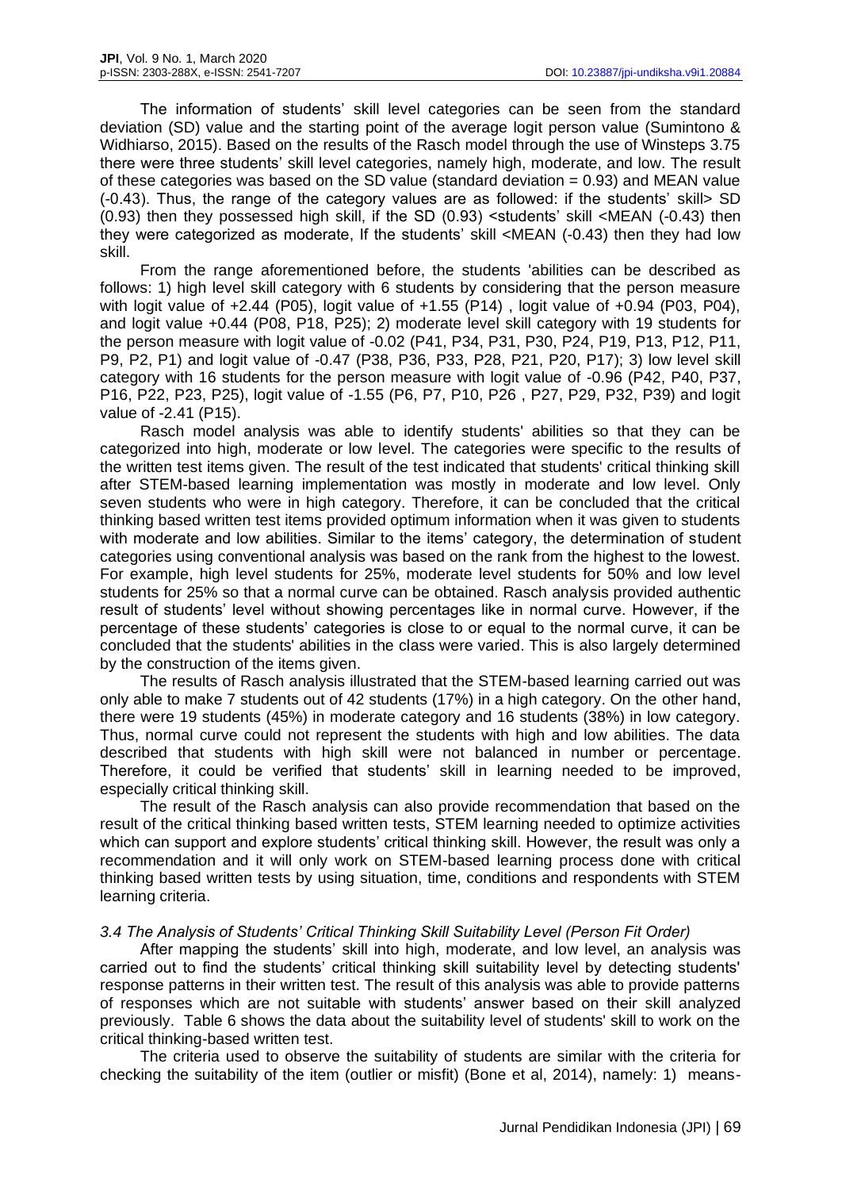The information of students' skill level categories can be seen from the standard deviation (SD) value and the starting point of the average logit person value (Sumintono & Widhiarso, 2015). Based on the results of the Rasch model through the use of Winsteps 3.75 there were three students' skill level categories, namely high, moderate, and low. The result of these categories was based on the SD value (standard deviation = 0.93) and MEAN value (-0.43). Thus, the range of the category values are as followed: if the students' skill> SD (0.93) then they possessed high skill, if the SD (0.93) <students' skill <MEAN (-0.43) then they were categorized as moderate, If the students' skill <MEAN (-0.43) then they had low skill.

From the range aforementioned before, the students 'abilities can be described as follows: 1) high level skill category with 6 students by considering that the person measure with logit value of +2.44 (P05), logit value of +1.55 (P14) , logit value of +0.94 (P03, P04), and logit value +0.44 (P08, P18, P25); 2) moderate level skill category with 19 students for the person measure with logit value of -0.02 (P41, P34, P31, P30, P24, P19, P13, P12, P11, P9, P2, P1) and logit value of -0.47 (P38, P36, P33, P28, P21, P20, P17); 3) low level skill category with 16 students for the person measure with logit value of -0.96 (P42, P40, P37, P16, P22, P23, P25), logit value of -1.55 (P6, P7, P10, P26 , P27, P29, P32, P39) and logit value of -2.41 (P15).

Rasch model analysis was able to identify students' abilities so that they can be categorized into high, moderate or low level. The categories were specific to the results of the written test items given. The result of the test indicated that students' critical thinking skill after STEM-based learning implementation was mostly in moderate and low level. Only seven students who were in high category. Therefore, it can be concluded that the critical thinking based written test items provided optimum information when it was given to students with moderate and low abilities. Similar to the items' category, the determination of student categories using conventional analysis was based on the rank from the highest to the lowest. For example, high level students for 25%, moderate level students for 50% and low level students for 25% so that a normal curve can be obtained. Rasch analysis provided authentic result of students' level without showing percentages like in normal curve. However, if the percentage of these students' categories is close to or equal to the normal curve, it can be concluded that the students' abilities in the class were varied. This is also largely determined by the construction of the items given.

The results of Rasch analysis illustrated that the STEM-based learning carried out was only able to make 7 students out of 42 students (17%) in a high category. On the other hand, there were 19 students (45%) in moderate category and 16 students (38%) in low category. Thus, normal curve could not represent the students with high and low abilities. The data described that students with high skill were not balanced in number or percentage. Therefore, it could be verified that students' skill in learning needed to be improved, especially critical thinking skill.

The result of the Rasch analysis can also provide recommendation that based on the result of the critical thinking based written tests, STEM learning needed to optimize activities which can support and explore students' critical thinking skill. However, the result was only a recommendation and it will only work on STEM-based learning process done with critical thinking based written tests by using situation, time, conditions and respondents with STEM learning criteria.

### *3.4 The Analysis of Students' Critical Thinking Skill Suitability Level (Person Fit Order)*

After mapping the students' skill into high, moderate, and low level, an analysis was carried out to find the students' critical thinking skill suitability level by detecting students' response patterns in their written test. The result of this analysis was able to provide patterns of responses which are not suitable with students' answer based on their skill analyzed previously. Table 6 shows the data about the suitability level of students' skill to work on the critical thinking-based written test.

The criteria used to observe the suitability of students are similar with the criteria for checking the suitability of the item (outlier or misfit) (Bone et al, 2014), namely: 1) means-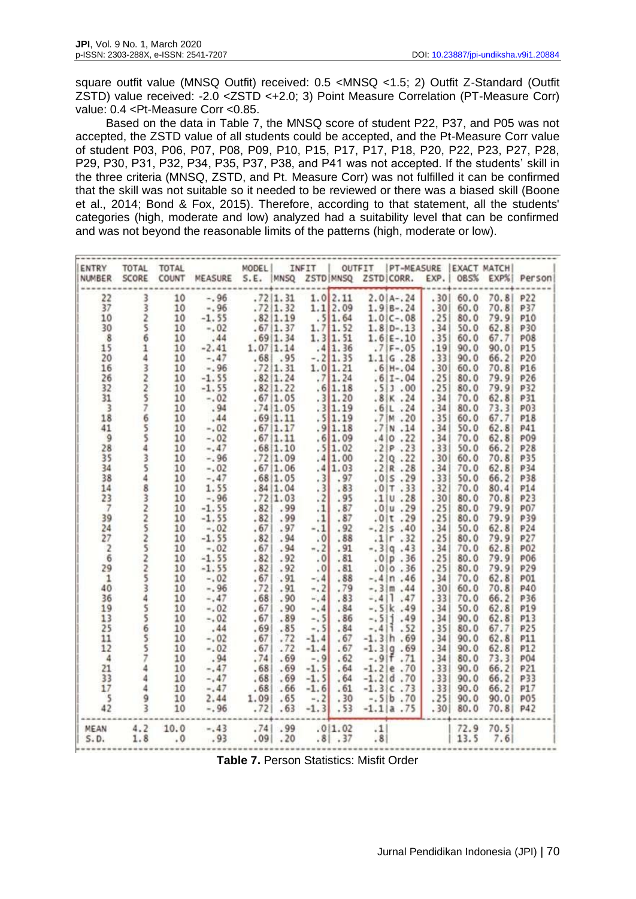square outfit value (MNSQ Outfit) received: 0.5 <MNSQ <1.5; 2) Outfit Z-Standard (Outfit ZSTD) value received: -2.0 <ZSTD <+2.0; 3) Point Measure Correlation (PT-Measure Corr) value: 0.4 <Pt-Measure Corr <0.85.

Based on the data in Table 7, the MNSQ score of student P22, P37, and P05 was not accepted, the ZSTD value of all students could be accepted, and the Pt-Measure Corr value of student P03, P06, P07, P08, P09, P10, P15, P17, P17, P18, P20, P22, P23, P27, P28, P29, P30, P31, P32, P34, P35, P37, P38, and P41 was not accepted. If the students' skill in the three criteria (MNSQ, ZSTD, and Pt. Measure Corr) was not fulfilled it can be confirmed that the skill was not suitable so it needed to be reviewed or there was a biased skill (Boone et al., 2014; Bond & Fox, 2015). Therefore, according to that statement, all the students' categories (high, moderate and low) analyzed had a suitability level that can be confirmed and was not beyond the reasonable limits of the patterns (high, moderate or low).

| ENTRY NUMBER | TOTAL SCORE | TOTAL COUNT | MEASURE | MODEL S.E. | INFIT MNSQ | INFIT ZSTD | OUTFIT MNSQ | OUTFIT ZSTD | PT-MEASURE CORR. | PT-MEASURE EXP. | EXACT MATCH OBS% | EXACT MATCH EXP% | Person |
|---|---|---|---|---|---|---|---|---|---|---|---|---|---|
| 22 | 3 | 10 | -.96 | .72 | 1.31 | 1.0 | 2.11 | 2.0 | A-.24 | .30 | 60.0 | 70.8 | P22 |
| 37 | 3 | 10 | -.96 | .72 | 1.32 | 1.1 | 2.09 | 1.9 | B-.24 | .30 | 60.0 | 70.8 | P37 |
| 10 | 2 | 10 | -1.55 | .82 | 1.19 | .5 | 1.64 | 1.0 | C-.08 | .25 | 80.0 | 79.9 | P10 |
| 30 | 5 | 10 | -.02 | .67 | 1.37 | 1.7 | 1.52 | 1.8 | D-.13 | .34 | 50.0 | 62.8 | P30 |
| 8 | 6 | 10 | .44 | .69 | 1.34 | 1.3 | 1.51 | 1.6 | E-.10 | .35 | 60.0 | 67.7 | P08 |
| 15 | 1 | 10 | -2.41 | 1.07 | 1.14 | .4 | 1.36 | .7 | F-.05 | .19 | 90.0 | 90.0 | P15 |
| 20 | 4 | 10 | -.47 | .68 | .95 | -.2 | 1.35 | 1.1 | G .28 | .33 | 90.0 | 66.2 | P20 |
| 16 | 3 | 10 | -.96 | .72 | 1.31 | 1.0 | 1.21 | .6 | H-.04 | .30 | 60.0 | 70.8 | P16 |
| 26 | 2 | 10 | -1.55 | .82 | 1.24 | .7 | 1.24 | .6 | I-.04 | .25 | 80.0 | 79.9 | P26 |
| 32 | 2 | 10 | -1.55 | .82 | 1.22 | .6 | 1.18 | .5 | J .00 | .25 | 80.0 | 79.9 | P32 |
| 31 | 5 | 10 | -.02 | .67 | 1.05 | .3 | 1.20 | .8 | K .24 | .34 | 70.0 | 62.8 | P31 |
| 3 | 7 | 10 | .94 | .74 | 1.05 | .3 | 1.19 | .6 | L .24 | .34 | 80.0 | 73.3 | P03 |
| 18 | 6 | 10 | .44 | .69 | 1.11 | .5 | 1.19 | .7 | M .20 | .35 | 60.0 | 67.7 | P18 |
| 41 | 5 | 10 | -.02 | .67 | 1.17 | .9 | 1.18 | .7 | N .14 | .34 | 50.0 | 62.8 | P41 |
| 9 | 5 | 10 | -.02 | .67 | 1.11 | .6 | 1.09 | .4 | O .22 | .34 | 70.0 | 62.8 | P09 |
| 28 | 4 | 10 | -.47 | .68 | 1.10 | .5 | 1.02 | .2 | P .23 | .33 | 50.0 | 66.2 | P28 |
| 35 | 3 | 10 | -.96 | .72 | 1.09 | .4 | 1.00 | .2 | Q .22 | .30 | 60.0 | 70.8 | P35 |
| 34 | 5 | 10 | -.02 | .67 | 1.06 | .4 | 1.03 | .2 | R .28 | .34 | 70.0 | 62.8 | P34 |
| 38 | 4 | 10 | -.47 | .68 | 1.05 | .3 | .97 | .0 | S .29 | .33 | 50.0 | 66.2 | P38 |
| 14 | 8 | 10 | 1.55 | .84 | 1.04 | .3 | .83 | .0 | T .33 | .32 | 70.0 | 80.4 | P14 |
| 23 | 3 | 10 | -.96 | .72 | 1.03 | .2 | .95 | .1 | U .28 | .30 | 80.0 | 70.8 | P23 |
| 7 | 2 | 10 | -1.55 | .82 | .99 | .1 | .87 | .0 | u .29 | .25 | 80.0 | 79.9 | P07 |
| 39 | 2 | 10 | -1.55 | .82 | .99 | .1 | .87 | .0 | t .29 | .25 | 80.0 | 79.9 | P39 |
| 24 | 5 | 10 | -.02 | .67 | .97 | -.1 | .92 | -.2 | s .40 | .34 | 50.0 | 62.8 | P24 |
| 27 | 2 | 10 | -1.55 | .82 | .94 | .0 | .88 | .1 | r .32 | .25 | 80.0 | 79.9 | P27 |
| 2 | 5 | 10 | -.02 | .67 | .94 | -.2 | .91 | -.3 | q .43 | .34 | 70.0 | 62.8 | P02 |
| 6 | 2 | 10 | -1.55 | .82 | .92 | .0 | .81 | .0 | p .36 | .25 | 80.0 | 79.9 | P06 |
| 29 | 2 | 10 | -1.55 | .82 | .92 | .0 | .81 | .0 | o .36 | .25 | 80.0 | 79.9 | P29 |
| 1 | 5 | 10 | -.02 | .67 | .91 | -.4 | .88 | -.4 | n .46 | .34 | 70.0 | 62.8 | P01 |
| 40 | 3 | 10 | -.96 | .72 | .91 | -.2 | .79 | -.3 | m .44 | .30 | 60.0 | 70.8 | P40 |
| 36 | 4 | 10 | -.47 | .68 | .90 | -.4 | .83 | -.4 | l .47 | .33 | 70.0 | 66.2 | P36 |
| 19 | 5 | 10 | -.02 | .67 | .90 | -.4 | .84 | -.5 | k .49 | .34 | 50.0 | 62.8 | P19 |
| 13 | 5 | 10 | -.02 | .67 | .89 | -.5 | .86 | -.5 | j .49 | .34 | 90.0 | 62.8 | P13 |
| 25 | 6 | 10 | .44 | .69 | .85 | -.5 | .84 | -.4 | i .52 | .35 | 80.0 | 67.7 | P25 |
| 11 | 5 | 10 | -.02 | .67 | .72 | -1.4 | .67 | -1.3 | h .69 | .34 | 90.0 | 62.8 | P11 |
| 12 | 5 | 10 | -.02 | .67 | .72 | -1.4 | .67 | -1.3 | g .69 | .34 | 90.0 | 62.8 | P12 |
| 4 | 7 | 10 | .94 | .74 | .69 | -.9 | .62 | -.9 | f .71 | .34 | 80.0 | 73.3 | P04 |
| 21 | 4 | 10 | -.47 | .68 | .69 | -1.5 | .64 | -1.2 | e .70 | .33 | 90.0 | 66.2 | P21 |
| 33 | 4 | 10 | -.47 | .68 | .69 | -1.5 | .64 | -1.2 | d .70 | .33 | 90.0 | 66.2 | P33 |
| 17 | 4 | 10 | -.47 | .68 | .66 | -1.6 | .61 | -1.3 | c .73 | .33 | 90.0 | 66.2 | P17 |
| 5 | 9 | 10 | 2.44 | 1.09 | .65 | -.2 | .30 | -.5 | b .70 | .25 | 90.0 | 90.0 | P05 |
| 42 | 3 | 10 | -.96 | .72 | .63 | -1.3 | .53 | -1.1 | a .75 | .30 | 80.0 | 70.8 | P42 |
| MEAN | 4.2 | 10.0 | -.43 | .74 | .99 | .0 | 1.02 | .1 | | | 72.9 | 70.5 | |
| S.D. | 1.8 | .0 | .93 | .09 | .20 | .8 | .37 | .8 | | | 13.5 | 7.6 | |

**Table 7.** Person Statistics: Misfit Order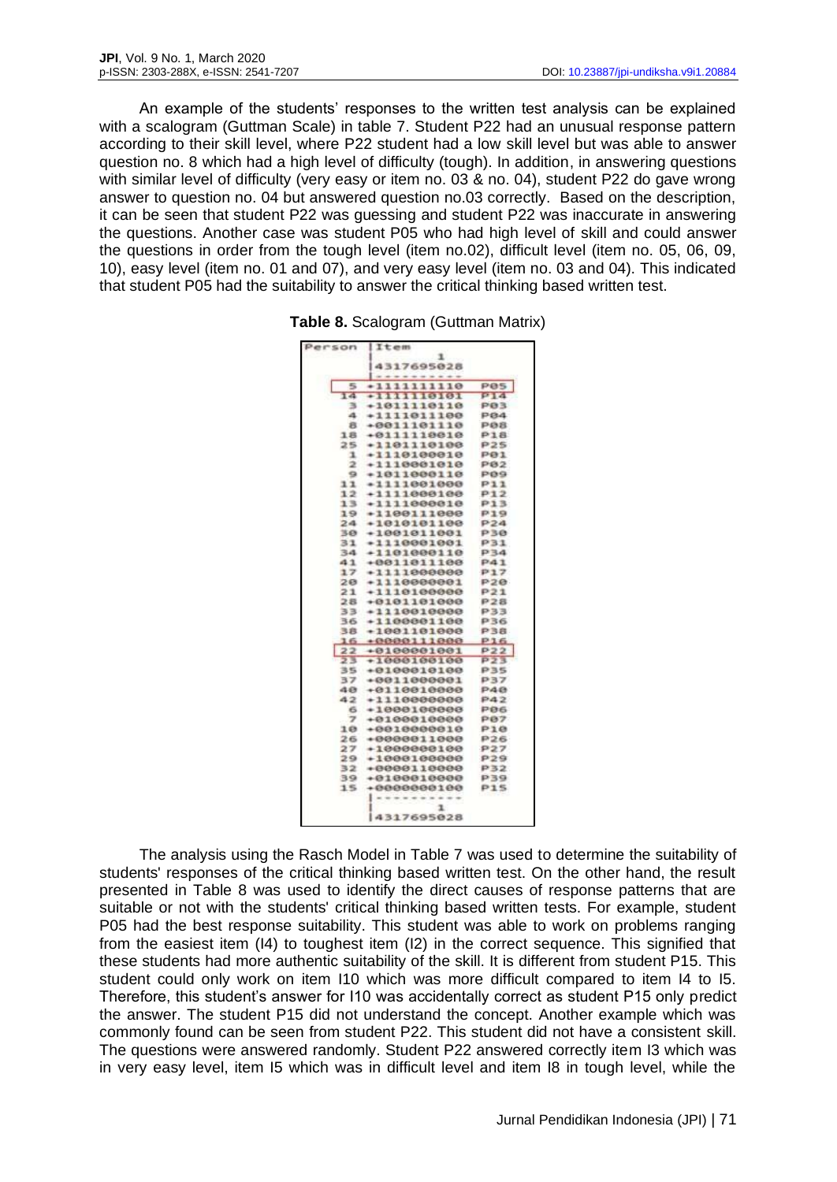An example of the students' responses to the written test analysis can be explained with a scalogram (Guttman Scale) in table 7. Student P22 had an unusual response pattern according to their skill level, where P22 student had a low skill level but was able to answer question no. 8 which had a high level of difficulty (tough). In addition, in answering questions with similar level of difficulty (very easy or item no. 03 & no. 04), student P22 do gave wrong answer to question no. 04 but answered question no.03 correctly. Based on the description, it can be seen that student P22 was guessing and student P22 was inaccurate in answering the questions. Another case was student P05 who had high level of skill and could answer the questions in order from the tough level (item no.02), difficult level (item no. 05, 06, 09, 10), easy level (item no. 01 and 07), and very easy level (item no. 03 and 04). This indicated that student P05 had the suitability to answer the critical thinking based written test.

**Table 8.** Scalogram (Guttman Matrix)

```
Person |Item
       |     1
       |4317695028
       |----------
   5  +1111111110  P05
  14  +1111110101  P14
   3  +1011110110  P03
   4  +1111011100  P04
   8  +0011101110  P08
  18  +0111110010  P18
  25  +1101110100  P25
   1  +1110100010  P01
   2  +1110001010  P02
   9  +1011000110  P09
  11  +1111001000  P11
  12  +1111000100  P12
  13  +1111000010  P13
  19  +1100111000  P19
  24  +1010101100  P24
  30  +1001011001  P30
  31  +1110001001  P31
  34  +1101000110  P34
  41  +0011011100  P41
  17  +1111000000  P17
  20  +1110000001  P20
  21  +1110100000  P21
  28  +0101101000  P28
  33  +1110010000  P33
  36  +1100001100  P36
  38  +1001101000  P38
  16  +0000111000  P16
  22  +0100001001  P22
  23  +1000100100  P23
  35  +0100010100  P35
  37  +0011000001  P37
  40  +0110010000  P40
  42  +1110000000  P42
   6  +1000100000  P06
   7  +0100010000  P07
  10  +0010000010  P10
  26  +0000011000  P26
  27  +1000000100  P27
  29  +1000100000  P29
  32  +0000110000  P32
  39  +0100010000  P39
  15  +0000000100  P15
       |----------
       |     1
       |4317695028
```

The analysis using the Rasch Model in Table 7 was used to determine the suitability of students' responses of the critical thinking based written test. On the other hand, the result presented in Table 8 was used to identify the direct causes of response patterns that are suitable or not with the students' critical thinking based written tests. For example, student P05 had the best response suitability. This student was able to work on problems ranging from the easiest item (I4) to toughest item (I2) in the correct sequence. This signified that these students had more authentic suitability of the skill. It is different from student P15. This student could only work on item I10 which was more difficult compared to item I4 to I5. Therefore, this student's answer for I10 was accidentally correct as student P15 only predict the answer. The student P15 did not understand the concept. Another example which was commonly found can be seen from student P22. This student did not have a consistent skill. The questions were answered randomly. Student P22 answered correctly item I3 which was in very easy level, item I5 which was in difficult level and item I8 in tough level, while the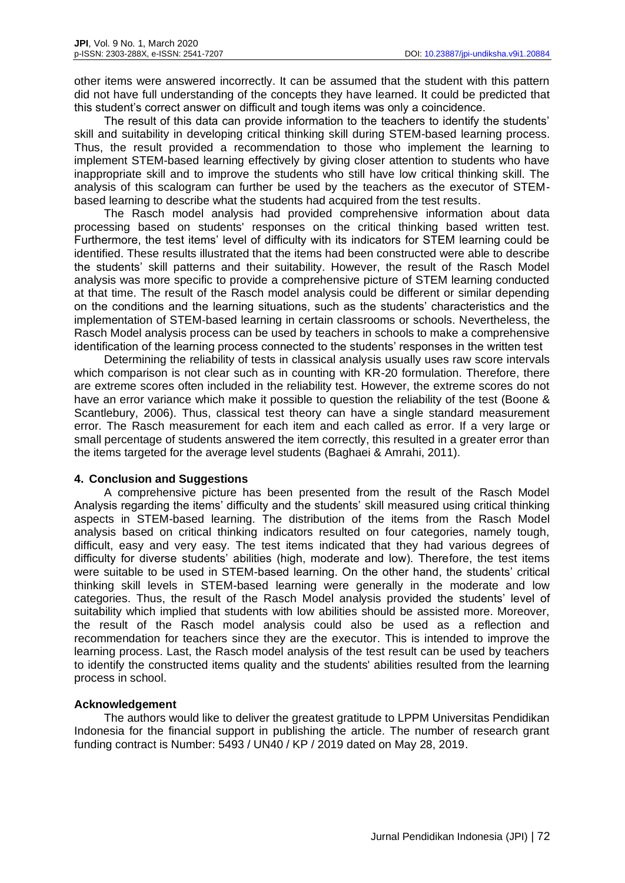other items were answered incorrectly. It can be assumed that the student with this pattern did not have full understanding of the concepts they have learned. It could be predicted that this student's correct answer on difficult and tough items was only a coincidence.

The result of this data can provide information to the teachers to identify the students' skill and suitability in developing critical thinking skill during STEM-based learning process. Thus, the result provided a recommendation to those who implement the learning to implement STEM-based learning effectively by giving closer attention to students who have inappropriate skill and to improve the students who still have low critical thinking skill. The analysis of this scalogram can further be used by the teachers as the executor of STEM-based learning to describe what the students had acquired from the test results.

The Rasch model analysis had provided comprehensive information about data processing based on students' responses on the critical thinking based written test. Furthermore, the test items' level of difficulty with its indicators for STEM learning could be identified. These results illustrated that the items had been constructed were able to describe the students' skill patterns and their suitability. However, the result of the Rasch Model analysis was more specific to provide a comprehensive picture of STEM learning conducted at that time. The result of the Rasch model analysis could be different or similar depending on the conditions and the learning situations, such as the students' characteristics and the implementation of STEM-based learning in certain classrooms or schools. Nevertheless, the Rasch Model analysis process can be used by teachers in schools to make a comprehensive identification of the learning process connected to the students' responses in the written test

Determining the reliability of tests in classical analysis usually uses raw score intervals which comparison is not clear such as in counting with KR-20 formulation. Therefore, there are extreme scores often included in the reliability test. However, the extreme scores do not have an error variance which make it possible to question the reliability of the test (Boone & Scantlebury, 2006). Thus, classical test theory can have a single standard measurement error. The Rasch measurement for each item and each called as error. If a very large or small percentage of students answered the item correctly, this resulted in a greater error than the items targeted for the average level students (Baghaei & Amrahi, 2011).

## 4. Conclusion and Suggestions

A comprehensive picture has been presented from the result of the Rasch Model Analysis regarding the items' difficulty and the students' skill measured using critical thinking aspects in STEM-based learning. The distribution of the items from the Rasch Model analysis based on critical thinking indicators resulted on four categories, namely tough, difficult, easy and very easy. The test items indicated that they had various degrees of difficulty for diverse students' abilities (high, moderate and low). Therefore, the test items were suitable to be used in STEM-based learning. On the other hand, the students' critical thinking skill levels in STEM-based learning were generally in the moderate and low categories. Thus, the result of the Rasch Model analysis provided the students' level of suitability which implied that students with low abilities should be assisted more. Moreover, the result of the Rasch model analysis could also be used as a reflection and recommendation for teachers since they are the executor. This is intended to improve the learning process. Last, the Rasch model analysis of the test result can be used by teachers to identify the constructed items quality and the students' abilities resulted from the learning process in school.

## Acknowledgement

The authors would like to deliver the greatest gratitude to LPPM Universitas Pendidikan Indonesia for the financial support in publishing the article. The number of research grant funding contract is Number: 5493 / UN40 / KP / 2019 dated on May 28, 2019.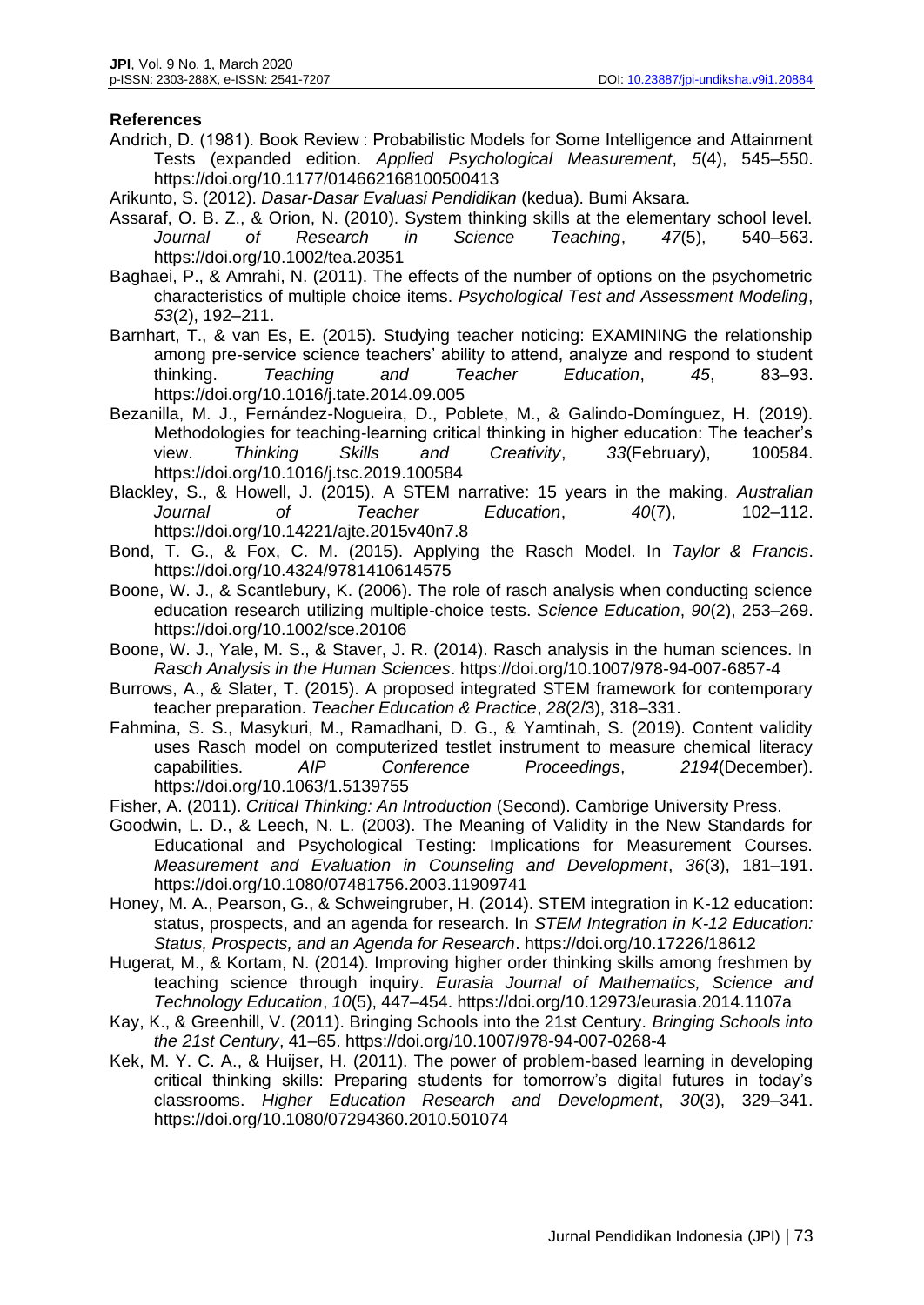## References

Andrich, D. (1981). Book Review : Probabilistic Models for Some Intelligence and Attainment Tests (expanded edition. *Applied Psychological Measurement*, *5*(4), 545–550. https://doi.org/10.1177/014662168100500413

Arikunto, S. (2012). *Dasar-Dasar Evaluasi Pendidikan* (kedua). Bumi Aksara.

Assaraf, O. B. Z., & Orion, N. (2010). System thinking skills at the elementary school level. *Journal of Research in Science Teaching*, *47*(5), 540–563. https://doi.org/10.1002/tea.20351

Baghaei, P., & Amrahi, N. (2011). The effects of the number of options on the psychometric characteristics of multiple choice items. *Psychological Test and Assessment Modeling*, *53*(2), 192–211.

Barnhart, T., & van Es, E. (2015). Studying teacher noticing: EXAMINING the relationship among pre-service science teachers' ability to attend, analyze and respond to student thinking. *Teaching and Teacher Education*, *45*, 83–93. https://doi.org/10.1016/j.tate.2014.09.005

Bezanilla, M. J., Fernández-Nogueira, D., Poblete, M., & Galindo-Domínguez, H. (2019). Methodologies for teaching-learning critical thinking in higher education: The teacher's view. *Thinking Skills and Creativity*, *33*(February), 100584. https://doi.org/10.1016/j.tsc.2019.100584

Blackley, S., & Howell, J. (2015). A STEM narrative: 15 years in the making. *Australian Journal of Teacher Education*, *40*(7), 102–112. https://doi.org/10.14221/ajte.2015v40n7.8

Bond, T. G., & Fox, C. M. (2015). Applying the Rasch Model. In *Taylor & Francis*. https://doi.org/10.4324/9781410614575

Boone, W. J., & Scantlebury, K. (2006). The role of rasch analysis when conducting science education research utilizing multiple-choice tests. *Science Education*, *90*(2), 253–269. https://doi.org/10.1002/sce.20106

Boone, W. J., Yale, M. S., & Staver, J. R. (2014). Rasch analysis in the human sciences. In *Rasch Analysis in the Human Sciences*. https://doi.org/10.1007/978-94-007-6857-4

Burrows, A., & Slater, T. (2015). A proposed integrated STEM framework for contemporary teacher preparation. *Teacher Education & Practice*, *28*(2/3), 318–331.

Fahmina, S. S., Masykuri, M., Ramadhani, D. G., & Yamtinah, S. (2019). Content validity uses Rasch model on computerized testlet instrument to measure chemical literacy capabilities. *AIP Conference Proceedings*, *2194*(December). https://doi.org/10.1063/1.5139755

Fisher, A. (2011). *Critical Thinking: An Introduction* (Second). Cambrige University Press.

Goodwin, L. D., & Leech, N. L. (2003). The Meaning of Validity in the New Standards for Educational and Psychological Testing: Implications for Measurement Courses. *Measurement and Evaluation in Counseling and Development*, *36*(3), 181–191. https://doi.org/10.1080/07481756.2003.11909741

Honey, M. A., Pearson, G., & Schweingruber, H. (2014). STEM integration in K-12 education: status, prospects, and an agenda for research. In *STEM Integration in K-12 Education: Status, Prospects, and an Agenda for Research*. https://doi.org/10.17226/18612

Hugerat, M., & Kortam, N. (2014). Improving higher order thinking skills among freshmen by teaching science through inquiry. *Eurasia Journal of Mathematics, Science and Technology Education*, *10*(5), 447–454. https://doi.org/10.12973/eurasia.2014.1107a

Kay, K., & Greenhill, V. (2011). Bringing Schools into the 21st Century. *Bringing Schools into the 21st Century*, 41–65. https://doi.org/10.1007/978-94-007-0268-4

Kek, M. Y. C. A., & Huijser, H. (2011). The power of problem-based learning in developing critical thinking skills: Preparing students for tomorrow's digital futures in today's classrooms. *Higher Education Research and Development*, *30*(3), 329–341. https://doi.org/10.1080/07294360.2010.501074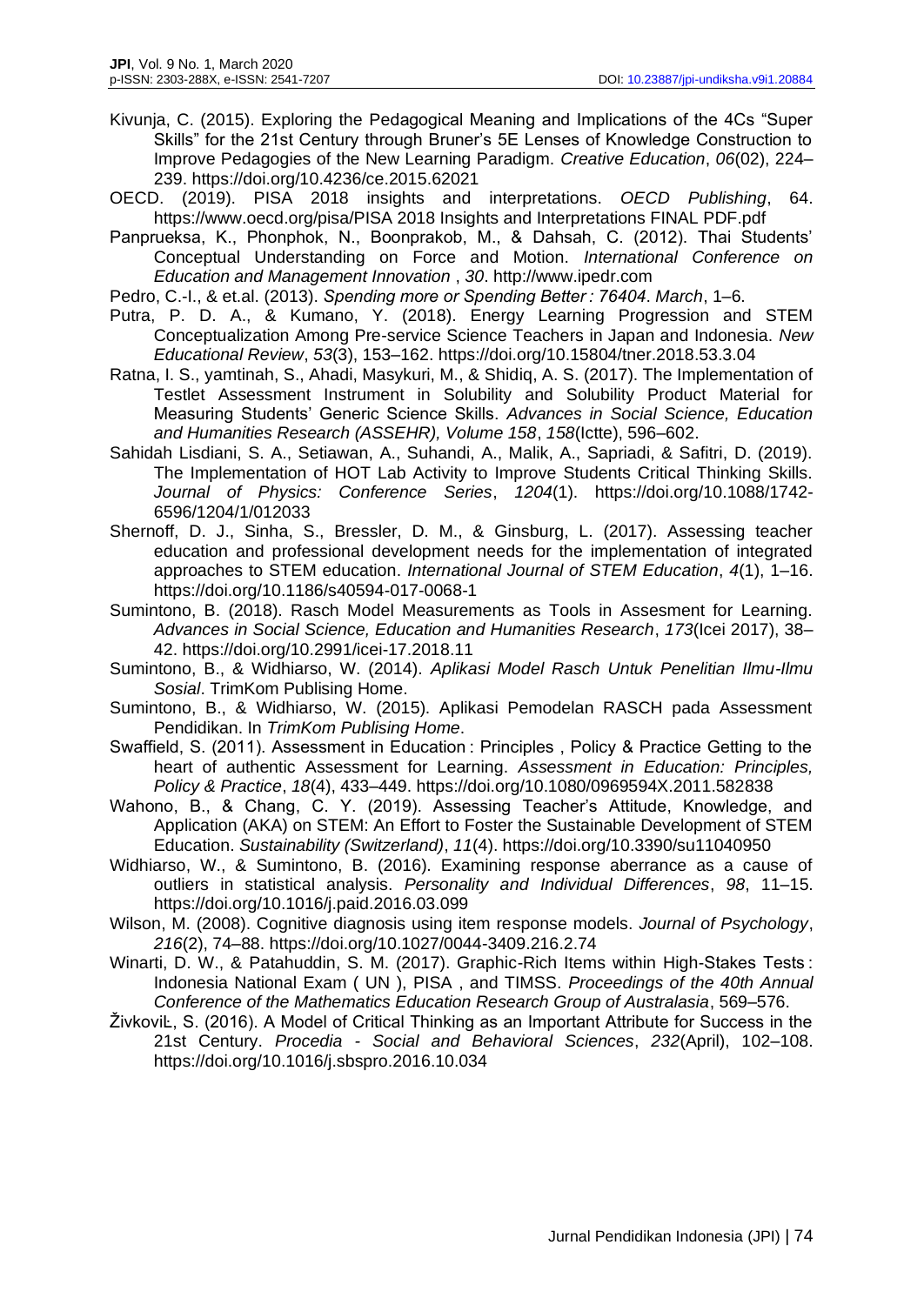Kivunja, C. (2015). Exploring the Pedagogical Meaning and Implications of the 4Cs "Super Skills" for the 21st Century through Bruner's 5E Lenses of Knowledge Construction to Improve Pedagogies of the New Learning Paradigm. *Creative Education*, *06*(02), 224–239. https://doi.org/10.4236/ce.2015.62021

OECD. (2019). PISA 2018 insights and interpretations. *OECD Publishing*, 64. https://www.oecd.org/pisa/PISA 2018 Insights and Interpretations FINAL PDF.pdf

Panprueksa, K., Phonphok, N., Boonprakob, M., & Dahsah, C. (2012). Thai Students' Conceptual Understanding on Force and Motion. *International Conference on Education and Management Innovation* , *30*. http://www.ipedr.com

Pedro, C.-I., & et.al. (2013). *Spending more or Spending Better : 76404*. *March*, 1–6.

Putra, P. D. A., & Kumano, Y. (2018). Energy Learning Progression and STEM Conceptualization Among Pre-service Science Teachers in Japan and Indonesia. *New Educational Review*, *53*(3), 153–162. https://doi.org/10.15804/tner.2018.53.3.04

Ratna, I. S., yamtinah, S., Ahadi, Masykuri, M., & Shidiq, A. S. (2017). The Implementation of Testlet Assessment Instrument in Solubility and Solubility Product Material for Measuring Students' Generic Science Skills. *Advances in Social Science, Education and Humanities Research (ASSEHR), Volume 158*, *158*(Ictte), 596–602.

Sahidah Lisdiani, S. A., Setiawan, A., Suhandi, A., Malik, A., Sapriadi, & Safitri, D. (2019). The Implementation of HOT Lab Activity to Improve Students Critical Thinking Skills. *Journal of Physics: Conference Series*, *1204*(1). https://doi.org/10.1088/1742-6596/1204/1/012033

Shernoff, D. J., Sinha, S., Bressler, D. M., & Ginsburg, L. (2017). Assessing teacher education and professional development needs for the implementation of integrated approaches to STEM education. *International Journal of STEM Education*, *4*(1), 1–16. https://doi.org/10.1186/s40594-017-0068-1

Sumintono, B. (2018). Rasch Model Measurements as Tools in Assesment for Learning. *Advances in Social Science, Education and Humanities Research*, *173*(Icei 2017), 38–42. https://doi.org/10.2991/icei-17.2018.11

Sumintono, B., & Widhiarso, W. (2014). *Aplikasi Model Rasch Untuk Penelitian Ilmu-Ilmu Sosial*. TrimKom Publising Home.

Sumintono, B., & Widhiarso, W. (2015). Aplikasi Pemodelan RASCH pada Assessment Pendidikan. In *TrimKom Publising Home*.

Swaffield, S. (2011). Assessment in Education : Principles , Policy & Practice Getting to the heart of authentic Assessment for Learning. *Assessment in Education: Principles, Policy & Practice*, *18*(4), 433–449. https://doi.org/10.1080/0969594X.2011.582838

Wahono, B., & Chang, C. Y. (2019). Assessing Teacher's Attitude, Knowledge, and Application (AKA) on STEM: An Effort to Foster the Sustainable Development of STEM Education. *Sustainability (Switzerland)*, *11*(4). https://doi.org/10.3390/su11040950

Widhiarso, W., & Sumintono, B. (2016). Examining response aberrance as a cause of outliers in statistical analysis. *Personality and Individual Differences*, *98*, 11–15. https://doi.org/10.1016/j.paid.2016.03.099

Wilson, M. (2008). Cognitive diagnosis using item response models. *Journal of Psychology*, *216*(2), 74–88. https://doi.org/10.1027/0044-3409.216.2.74

Winarti, D. W., & Patahuddin, S. M. (2017). Graphic-Rich Items within High-Stakes Tests : Indonesia National Exam ( UN ), PISA , and TIMSS. *Proceedings of the 40th Annual Conference of the Mathematics Education Research Group of Australasia*, 569–576.

ŽivkoviĿ, S. (2016). A Model of Critical Thinking as an Important Attribute for Success in the 21st Century. *Procedia - Social and Behavioral Sciences*, *232*(April), 102–108. https://doi.org/10.1016/j.sbspro.2016.10.034